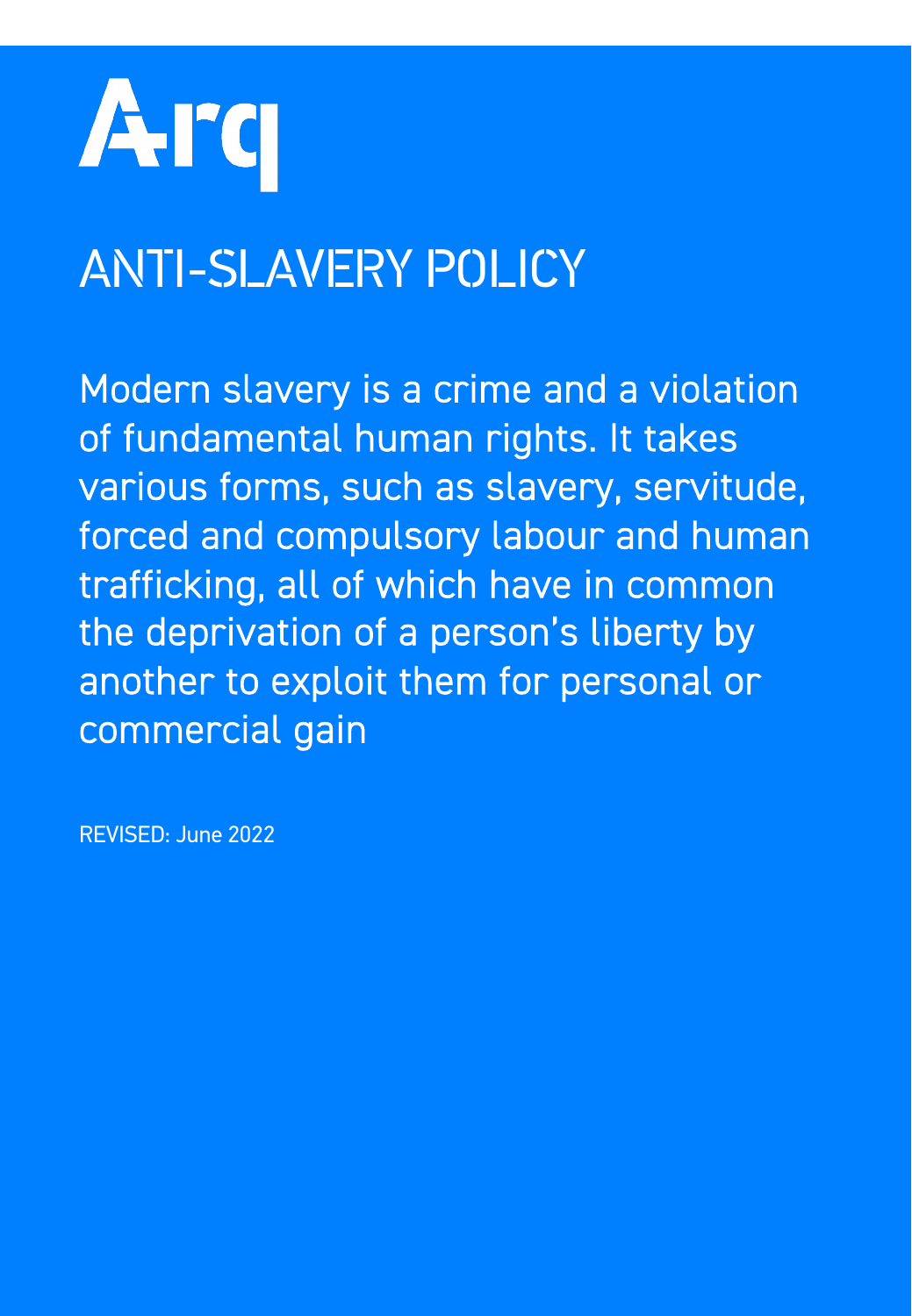Arq

# ANTI-SLAVERY POLICY

Modern slavery is a crime and a violation of fundamental human rights. It takes various forms, such as slavery, servitude, forced and compulsory labour and human trafficking, all of which have in common the deprivation of a person's liberty by another to exploit them for personal or commercial gain

REVISED: June 2022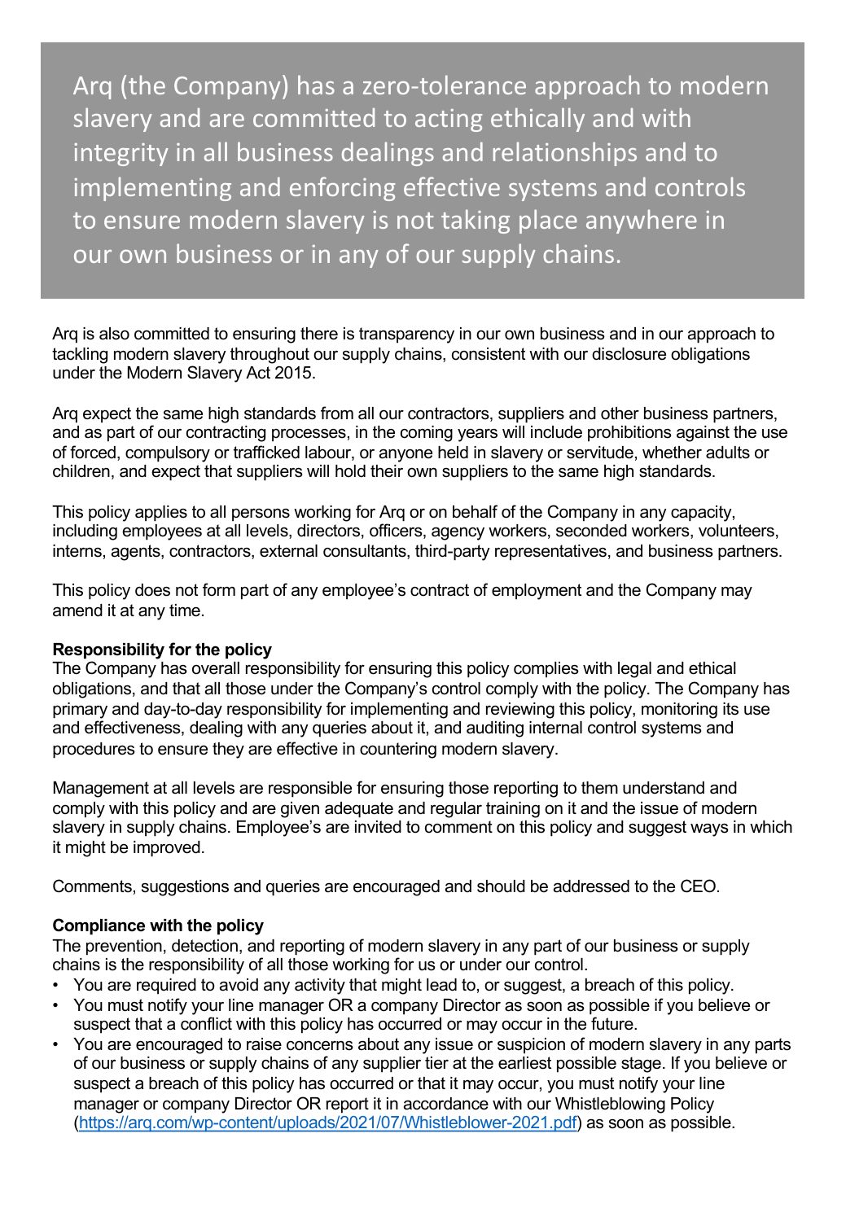Arq (the Company) has a zero-tolerance approach to modern slavery and are committed to acting ethically and with integrity in all business dealings and relationships and to implementing and enforcing effective systems and controls to ensure modern slavery is not taking place anywhere in our own business or in any of our supply chains.

Arq is also committed to ensuring there is transparency in our own business and in our approach to tackling modern slavery throughout our supply chains, consistent with our disclosure obligations under the Modern Slavery Act 2015.

Arq expect the same high standards from all our contractors, suppliers and other business partners, and as part of our contracting processes, in the coming years will include prohibitions against the use of forced, compulsory or trafficked labour, or anyone held in slavery or servitude, whether adults or children, and expect that suppliers will hold their own suppliers to the same high standards.

This policy applies to all persons working for Arq or on behalf of the Company in any capacity, including employees at all levels, directors, officers, agency workers, seconded workers, volunteers, interns, agents, contractors, external consultants, third-party representatives, and business partners.

This policy does not form part of any employee's contract of employment and the Company may amend it at any time.

**Responsibility for the policy**

The Company has overall responsibility for ensuring this policy complies with legal and ethical obligations, and that all those under the Company's control comply with the policy. The Company has primary and day-to-day responsibility for implementing and reviewing this policy, monitoring its use and effectiveness, dealing with any queries about it, and auditing internal control systems and procedures to ensure they are effective in countering modern slavery.

Management at all levels are responsible for ensuring those reporting to them understand and comply with this policy and are given adequate and regular training on it and the issue of modern slavery in supply chains. Employee's are invited to comment on this policy and suggest ways in which it might be improved.

Comments, suggestions and queries are encouraged and should be addressed to the CEO.

**Compliance with the policy**

The prevention, detection, and reporting of modern slavery in any part of our business or supply chains is the responsibility of all those working for us or under our control.

- You are required to avoid any activity that might lead to, or suggest, a breach of this policy.
- You must notify your line manager OR a company Director as soon as possible if you believe or suspect that a conflict with this policy has occurred or may occur in the future.
- You are encouraged to raise concerns about any issue or suspicion of modern slavery in any parts of our business or supply chains of any supplier tier at the earliest possible stage. If you believe or suspect a breach of this policy has occurred or that it may occur, you must notify your line manager or company Director OR report it in accordance with our Whistleblowing Policy ([https://arq.com/wp-content/uploads/2021/07/Whistleblower-2021.pdf](https://arq.com/wp-content/uploads/2021/07/Whistleblower-2021.pdf)) as soon as possible.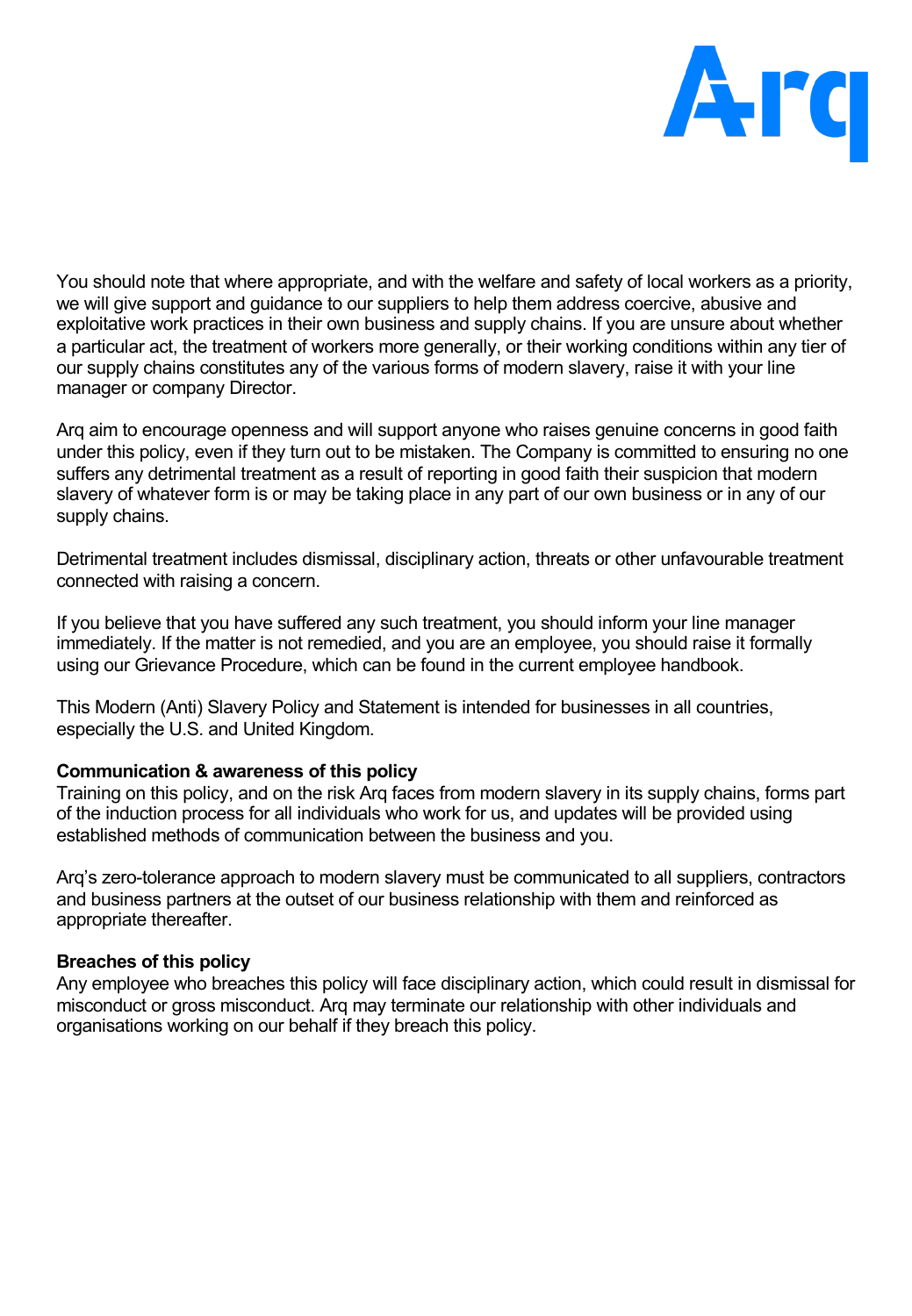You should note that where appropriate, and with the welfare and safety of local workers as a priority, we will give support and guidance to our suppliers to help them address coercive, abusive and exploitative work practices in their own business and supply chains. If you are unsure about whether a particular act, the treatment of workers more generally, or their working conditions within any tier of our supply chains constitutes any of the various forms of modern slavery, raise it with your line manager or company Director.

Arq aim to encourage openness and will support anyone who raises genuine concerns in good faith under this policy, even if they turn out to be mistaken. The Company is committed to ensuring no one suffers any detrimental treatment as a result of reporting in good faith their suspicion that modern slavery of whatever form is or may be taking place in any part of our own business or in any of our supply chains.

Detrimental treatment includes dismissal, disciplinary action, threats or other unfavourable treatment connected with raising a concern.

If you believe that you have suffered any such treatment, you should inform your line manager immediately. If the matter is not remedied, and you are an employee, you should raise it formally using our Grievance Procedure, which can be found in the current employee handbook.

This Modern (Anti) Slavery Policy and Statement is intended for businesses in all countries, especially the U.S. and United Kingdom.

**Communication & awareness of this policy**
Training on this policy, and on the risk Arq faces from modern slavery in its supply chains, forms part of the induction process for all individuals who work for us, and updates will be provided using established methods of communication between the business and you.

Arq's zero-tolerance approach to modern slavery must be communicated to all suppliers, contractors and business partners at the outset of our business relationship with them and reinforced as appropriate thereafter.

**Breaches of this policy**
Any employee who breaches this policy will face disciplinary action, which could result in dismissal for misconduct or gross misconduct. Arq may terminate our relationship with other individuals and organisations working on our behalf if they breach this policy.